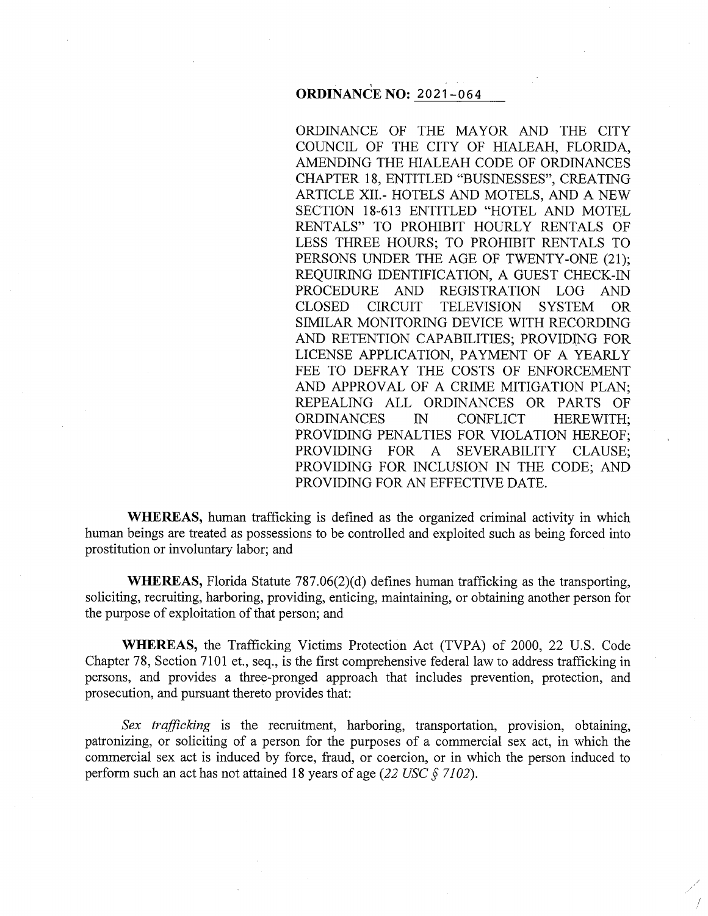**ORDINANCE NO: 2021-064**

ORDINANCE OF THE MAYOR AND THE CITY COUNCIL OF THE CITY OF HIALEAH, FLORIDA, AMENDING THE HIALEAH CODE OF ORDINANCES CHAPTER 18, ENTITLED "BUSINESSES", CREATING ARTICLE XII.- HOTELS AND MOTELS, AND A NEW SECTION 18-613 ENTITLED "HOTEL AND MOTEL RENTALS" TO PROHIBIT HOURLY RENTALS OF LESS THREE HOURS; TO PROHIBIT RENTALS TO PERSONS UNDER THE AGE OF TWENTY-ONE (21); REQUIRING IDENTIFICATION, A GUEST CHECK-IN PROCEDURE AND REGISTRATION LOG AND CLOSED CIRCUIT TELEVISION SYSTEM OR SIMILAR MONITORING DEVICE WITH RECORDING AND RETENTION CAPABILITIES; PROVIDING FOR LICENSE APPLICATION, PAYMENT OF A YEARLY FEE TO DEFRAY THE COSTS OF ENFORCEMENT AND APPROVAL OF A CRIME MITIGATION PLAN; REPEALING ALL ORDINANCES OR PARTS OF ORDINANCES IN CONFLICT HEREWITH; PROVIDING PENALTIES FOR VIOLATION HEREOF; PROVIDING FOR A SEVERABILITY CLAUSE; PROVIDING FOR INCLUSION IN THE CODE; AND PROVIDING FOR AN EFFECTIVE DATE.

**WHEREAS,** human trafficking is defined as the organized criminal activity in which human beings are treated as possessions to be controlled and exploited such as being forced into prostitution or involuntary labor; and

**WHEREAS,** Florida Statute 787.06(2)(d) defines human trafficking as the transporting, soliciting, recruiting, harboring, providing, enticing, maintaining, or obtaining another person for the purpose of exploitation of that person; and

**WHEREAS,** the Trafficking Victims Protection Act (TVPA) of 2000, 22 U.S. Code Chapter 78, Section 7101 et., seq., is the first comprehensive federal law to address trafficking in persons, and provides a three-pronged approach that includes prevention, protection, and prosecution, and pursuant thereto provides that:

*Sex trafficking* is the recruitment, harboring, transportation, provision, obtaining, patronizing, or soliciting of a person for the purposes of a commercial sex act, in which the commercial sex act is induced by force, fraud, or coercion, or in which the person induced to perform such an act has not attained 18 years of age (*22 USC § 7102*).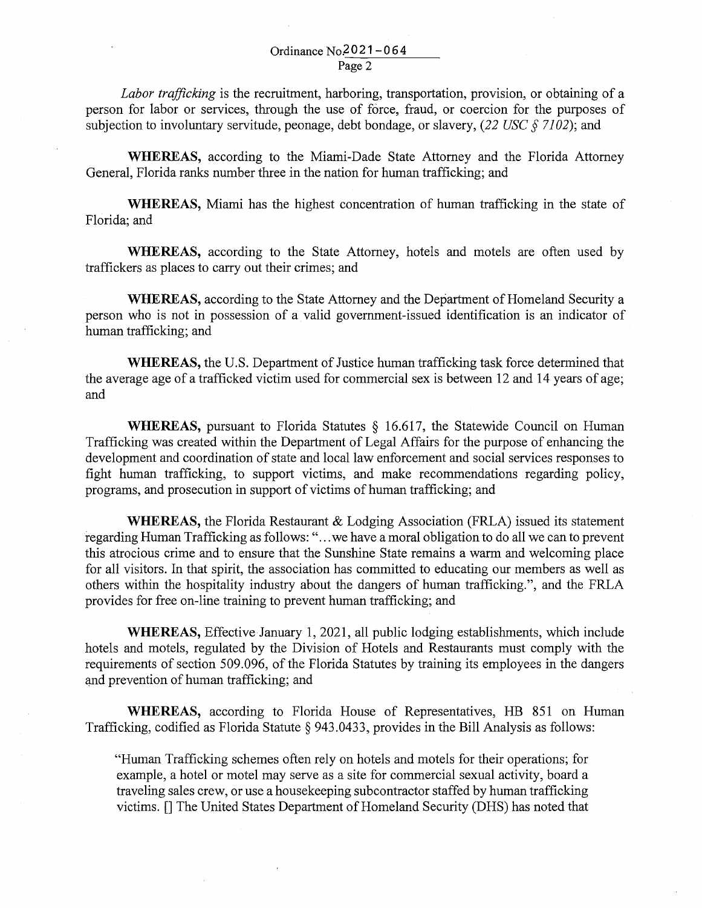*Labor trafficking* is the recruitment, harboring, transportation, provision, or obtaining of a person for labor or services, through the use of force, fraud, or coercion for the purposes of subjection to involuntary servitude, peonage, debt bondage, or slavery, (*22 USC § 7102*); and

**WHEREAS,** according to the Miami-Dade State Attorney and the Florida Attorney General, Florida ranks number three in the nation for human trafficking; and

**WHEREAS,** Miami has the highest concentration of human trafficking in the state of Florida; and

**WHEREAS,** according to the State Attorney, hotels and motels are often used by traffickers as places to carry out their crimes; and

**WHEREAS,** according to the State Attorney and the Department of Homeland Security a person who is not in possession of a valid government-issued identification is an indicator of human trafficking; and

**WHEREAS,** the U.S. Department of Justice human trafficking task force determined that the average age of a trafficked victim used for commercial sex is between 12 and 14 years of age; and

**WHEREAS,** pursuant to Florida Statutes § 16.617, the Statewide Council on Human Trafficking was created within the Department of Legal Affairs for the purpose of enhancing the development and coordination of state and local law enforcement and social services responses to fight human trafficking, to support victims, and make recommendations regarding policy, programs, and prosecution in support of victims of human trafficking; and

**WHEREAS,** the Florida Restaurant & Lodging Association (FRLA) issued its statement regarding Human Trafficking as follows: "...we have a moral obligation to do all we can to prevent this atrocious crime and to ensure that the Sunshine State remains a warm and welcoming place for all visitors. In that spirit, the association has committed to educating our members as well as others within the hospitality industry about the dangers of human trafficking.", and the FRLA provides for free on-line training to prevent human trafficking; and

**WHEREAS,** Effective January 1, 2021, all public lodging establishments, which include hotels and motels, regulated by the Division of Hotels and Restaurants must comply with the requirements of section 509.096, of the Florida Statutes by training its employees in the dangers and prevention of human trafficking; and

**WHEREAS,** according to Florida House of Representatives, HB 851 on Human Trafficking, codified as Florida Statute § 943.0433, provides in the Bill Analysis as follows:

> "Human Trafficking schemes often rely on hotels and motels for their operations; for example, a hotel or motel may serve as a site for commercial sexual activity, board a traveling sales crew, or use a housekeeping subcontractor staffed by human trafficking victims. [] The United States Department of Homeland Security (DHS) has noted that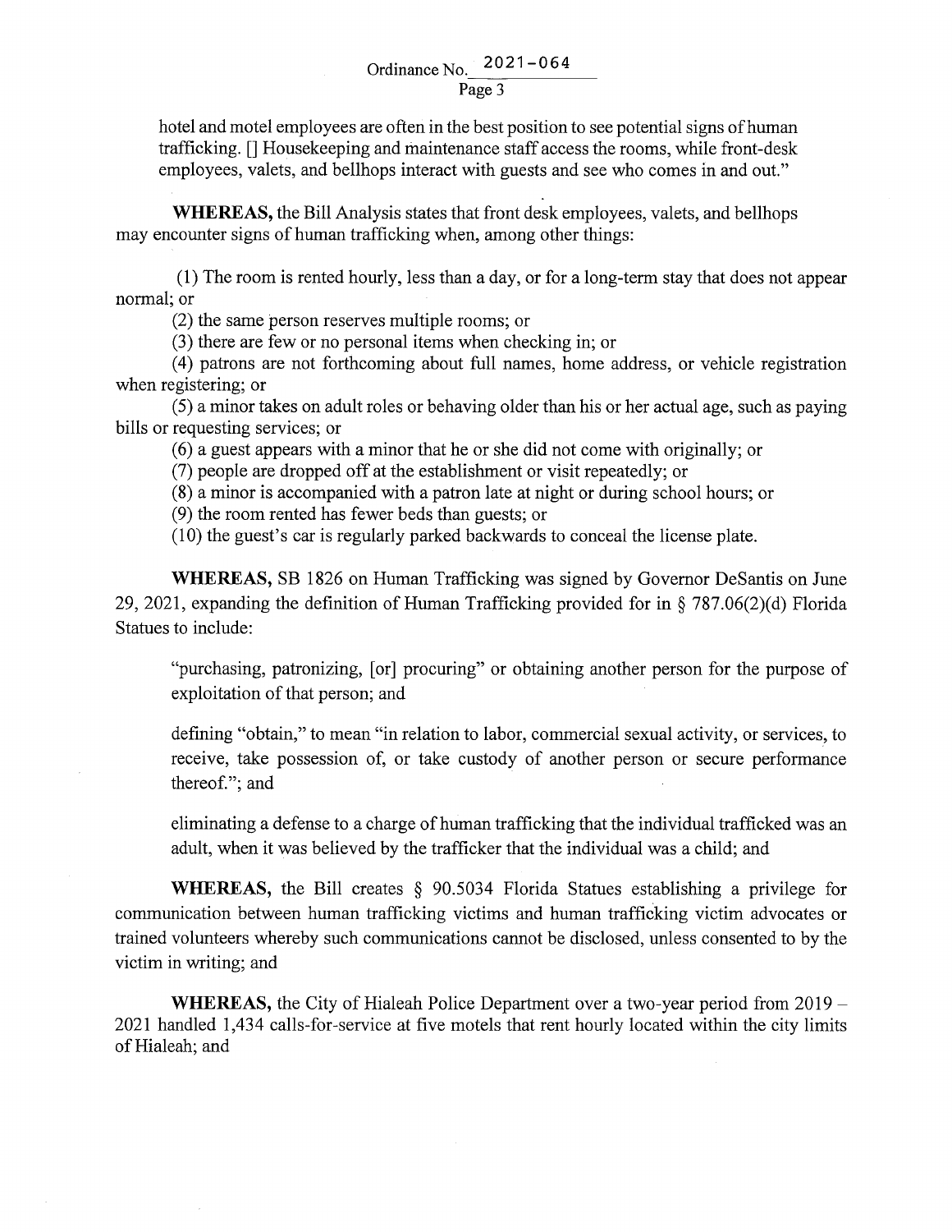hotel and motel employees are often in the best position to see potential signs of human trafficking. [] Housekeeping and maintenance staff access the rooms, while front-desk employees, valets, and bellhops interact with guests and see who comes in and out."

**WHEREAS,** the Bill Analysis states that front desk employees, valets, and bellhops may encounter signs of human trafficking when, among other things:

(1) The room is rented hourly, less than a day, or for a long-term stay that does not appear normal; or

(2) the same person reserves multiple rooms; or

(3) there are few or no personal items when checking in; or

(4) patrons are not forthcoming about full names, home address, or vehicle registration when registering; or

(5) a minor takes on adult roles or behaving older than his or her actual age, such as paying bills or requesting services; or

(6) a guest appears with a minor that he or she did not come with originally; or

(7) people are dropped off at the establishment or visit repeatedly; or

(8) a minor is accompanied with a patron late at night or during school hours; or

(9) the room rented has fewer beds than guests; or

(10) the guest's car is regularly parked backwards to conceal the license plate.

**WHEREAS,** SB 1826 on Human Trafficking was signed by Governor DeSantis on June 29, 2021, expanding the definition of Human Trafficking provided for in § 787.06(2)(d) Florida Statues to include:

> "purchasing, patronizing, [or] procuring" or obtaining another person for the purpose of exploitation of that person; and
>
> defining "obtain," to mean "in relation to labor, commercial sexual activity, or services, to receive, take possession of, or take custody of another person or secure performance thereof."; and
>
> eliminating a defense to a charge of human trafficking that the individual trafficked was an adult, when it was believed by the trafficker that the individual was a child; and

**WHEREAS,** the Bill creates § 90.5034 Florida Statues establishing a privilege for communication between human trafficking victims and human trafficking victim advocates or trained volunteers whereby such communications cannot be disclosed, unless consented to by the victim in writing; and

**WHEREAS,** the City of Hialeah Police Department over a two-year period from 2019 – 2021 handled 1,434 calls-for-service at five motels that rent hourly located within the city limits of Hialeah; and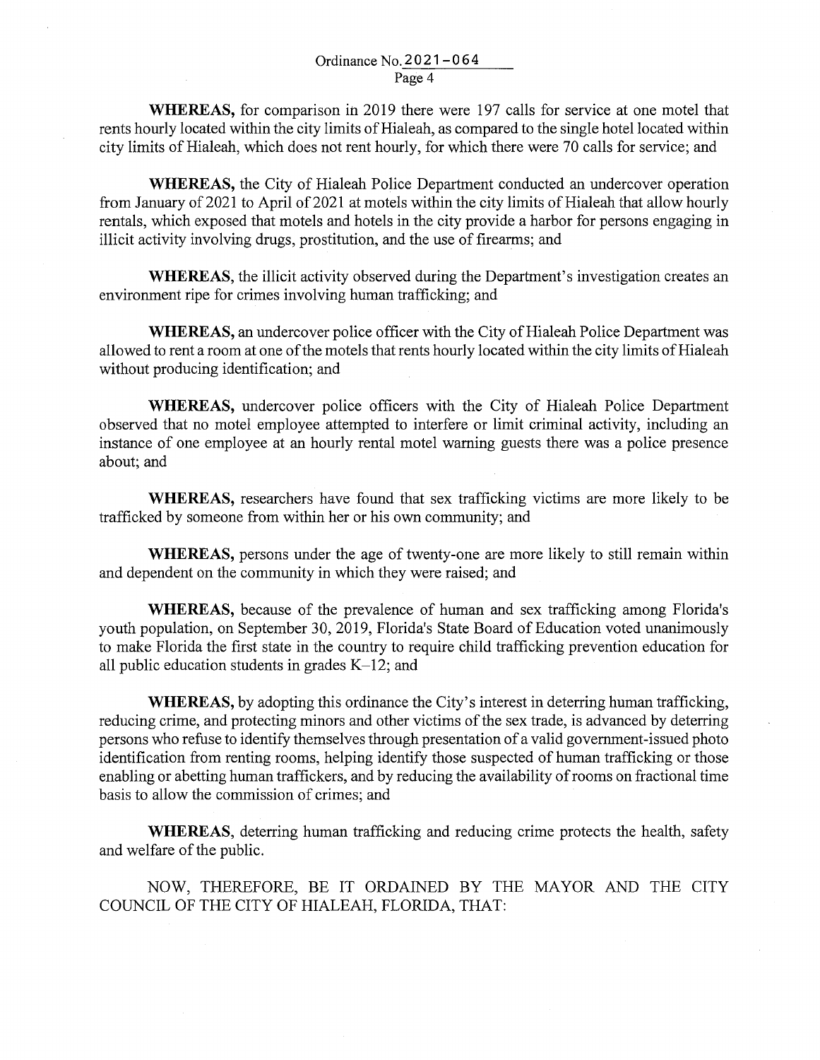**WHEREAS,** for comparison in 2019 there were 197 calls for service at one motel that rents hourly located within the city limits of Hialeah, as compared to the single hotel located within city limits of Hialeah, which does not rent hourly, for which there were 70 calls for service; and

**WHEREAS,** the City of Hialeah Police Department conducted an undercover operation from January of 2021 to April of 2021 at motels within the city limits of Hialeah that allow hourly rentals, which exposed that motels and hotels in the city provide a harbor for persons engaging in illicit activity involving drugs, prostitution, and the use of firearms; and

**WHEREAS,** the illicit activity observed during the Department's investigation creates an environment ripe for crimes involving human trafficking; and

**WHEREAS,** an undercover police officer with the City of Hialeah Police Department was allowed to rent a room at one of the motels that rents hourly located within the city limits of Hialeah without producing identification; and

**WHEREAS,** undercover police officers with the City of Hialeah Police Department observed that no motel employee attempted to interfere or limit criminal activity, including an instance of one employee at an hourly rental motel warning guests there was a police presence about; and

**WHEREAS,** researchers have found that sex trafficking victims are more likely to be trafficked by someone from within her or his own community; and

**WHEREAS,** persons under the age of twenty-one are more likely to still remain within and dependent on the community in which they were raised; and

**WHEREAS,** because of the prevalence of human and sex trafficking among Florida's youth population, on September 30, 2019, Florida's State Board of Education voted unanimously to make Florida the first state in the country to require child trafficking prevention education for all public education students in grades K–12; and

**WHEREAS,** by adopting this ordinance the City's interest in deterring human trafficking, reducing crime, and protecting minors and other victims of the sex trade, is advanced by deterring persons who refuse to identify themselves through presentation of a valid government-issued photo identification from renting rooms, helping identify those suspected of human trafficking or those enabling or abetting human traffickers, and by reducing the availability of rooms on fractional time basis to allow the commission of crimes; and

**WHEREAS,** deterring human trafficking and reducing crime protects the health, safety and welfare of the public.

NOW, THEREFORE, BE IT ORDAINED BY THE MAYOR AND THE CITY COUNCIL OF THE CITY OF HIALEAH, FLORIDA, THAT: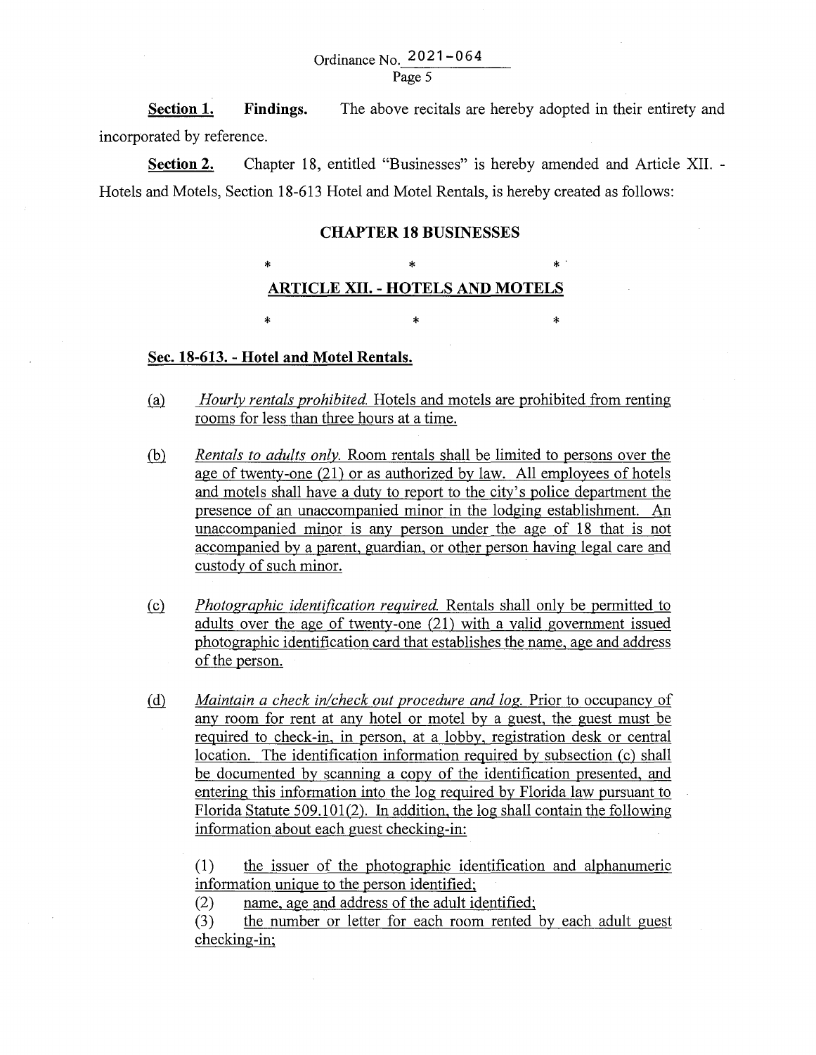**Section 1.** **Findings.** The above recitals are hereby adopted in their entirety and incorporated by reference.

**Section 2.** Chapter 18, entitled "Businesses" is hereby amended and Article XII. - Hotels and Motels, Section 18-613 Hotel and Motel Rentals, is hereby created as follows:

**CHAPTER 18 BUSINESSES**

\* \* \*

**ARTICLE XII. - HOTELS AND MOTELS**

\* \* \*

**Sec. 18-613. - Hotel and Motel Rentals.**

(a) *Hourly rentals prohibited.* Hotels and motels are prohibited from renting rooms for less than three hours at a time.

(b) *Rentals to adults only.* Room rentals shall be limited to persons over the age of twenty-one (21) or as authorized by law. All employees of hotels and motels shall have a duty to report to the city's police department the presence of an unaccompanied minor in the lodging establishment. An unaccompanied minor is any person under the age of 18 that is not accompanied by a parent, guardian, or other person having legal care and custody of such minor.

(c) *Photographic identification required.* Rentals shall only be permitted to adults over the age of twenty-one (21) with a valid government issued photographic identification card that establishes the name, age and address of the person.

(d) *Maintain a check in/check out procedure and log.* Prior to occupancy of any room for rent at any hotel or motel by a guest, the guest must be required to check-in, in person, at a lobby, registration desk or central location. The identification information required by subsection (c) shall be documented by scanning a copy of the identification presented, and entering this information into the log required by Florida law pursuant to Florida Statute 509.101(2). In addition, the log shall contain the following information about each guest checking-in:

(1) the issuer of the photographic identification and alphanumeric information unique to the person identified;
(2) name, age and address of the adult identified;
(3) the number or letter for each room rented by each adult guest checking-in;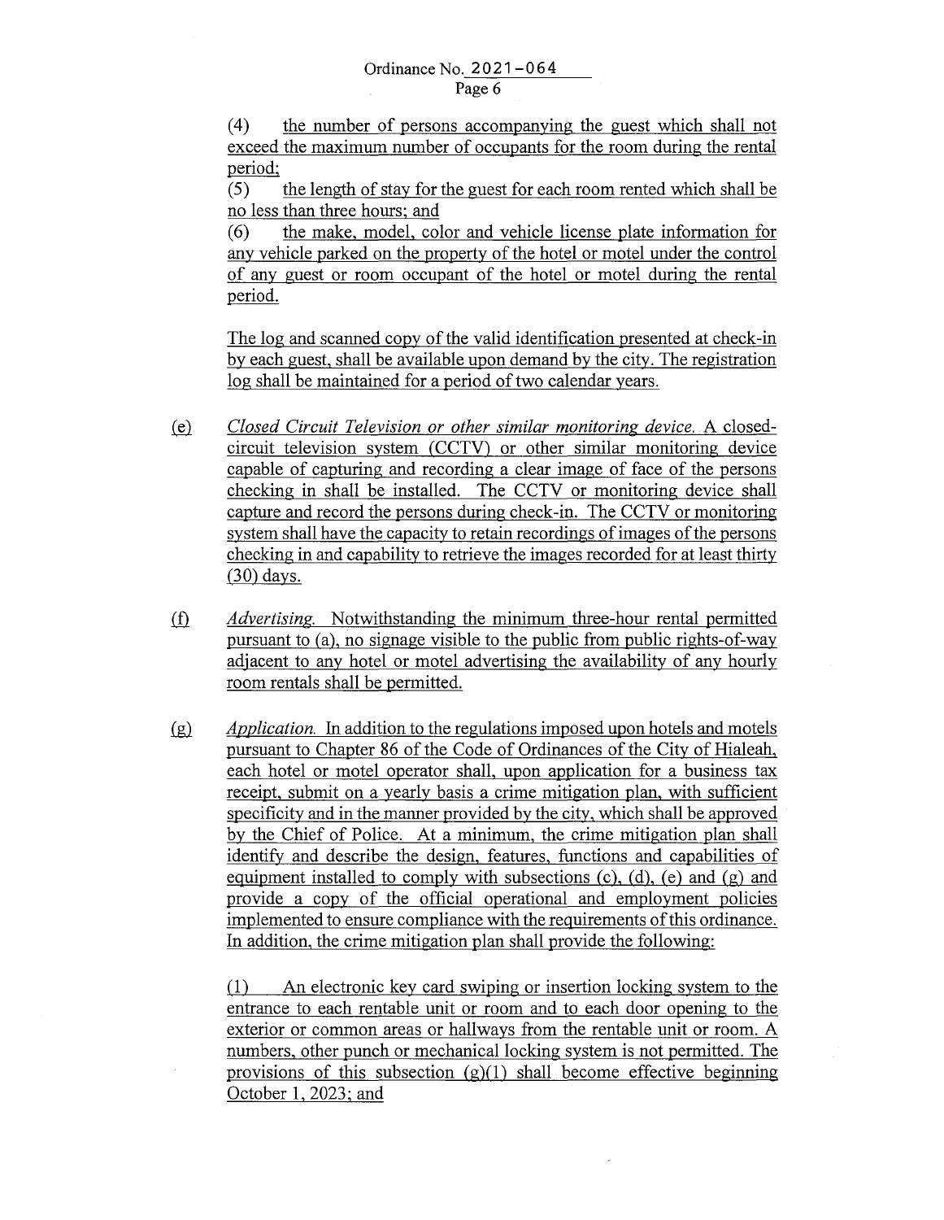(4) the number of persons accompanying the guest which shall not exceed the maximum number of occupants for the room during the rental period;

(5) the length of stay for the guest for each room rented which shall be no less than three hours; and

(6) the make, model, color and vehicle license plate information for any vehicle parked on the property of the hotel or motel under the control of any guest or room occupant of the hotel or motel during the rental period.

The log and scanned copy of the valid identification presented at check-in by each guest, shall be available upon demand by the city. The registration log shall be maintained for a period of two calendar years.

(e) *Closed Circuit Television or other similar monitoring device.* A closed-circuit television system (CCTV) or other similar monitoring device capable of capturing and recording a clear image of face of the persons checking in shall be installed. The CCTV or monitoring device shall capture and record the persons during check-in. The CCTV or monitoring system shall have the capacity to retain recordings of images of the persons checking in and capability to retrieve the images recorded for at least thirty (30) days.

(f) *Advertising.* Notwithstanding the minimum three-hour rental permitted pursuant to (a), no signage visible to the public from public rights-of-way adjacent to any hotel or motel advertising the availability of any hourly room rentals shall be permitted.

(g) *Application.* In addition to the regulations imposed upon hotels and motels pursuant to Chapter 86 of the Code of Ordinances of the City of Hialeah, each hotel or motel operator shall, upon application for a business tax receipt, submit on a yearly basis a crime mitigation plan, with sufficient specificity and in the manner provided by the city, which shall be approved by the Chief of Police. At a minimum, the crime mitigation plan shall identify and describe the design, features, functions and capabilities of equipment installed to comply with subsections (c), (d), (e) and (g) and provide a copy of the official operational and employment policies implemented to ensure compliance with the requirements of this ordinance. In addition, the crime mitigation plan shall provide the following:

(1) An electronic key card swiping or insertion locking system to the entrance to each rentable unit or room and to each door opening to the exterior or common areas or hallways from the rentable unit or room. A numbers, other punch or mechanical locking system is not permitted. The provisions of this subsection (g)(1) shall become effective beginning October 1, 2023; and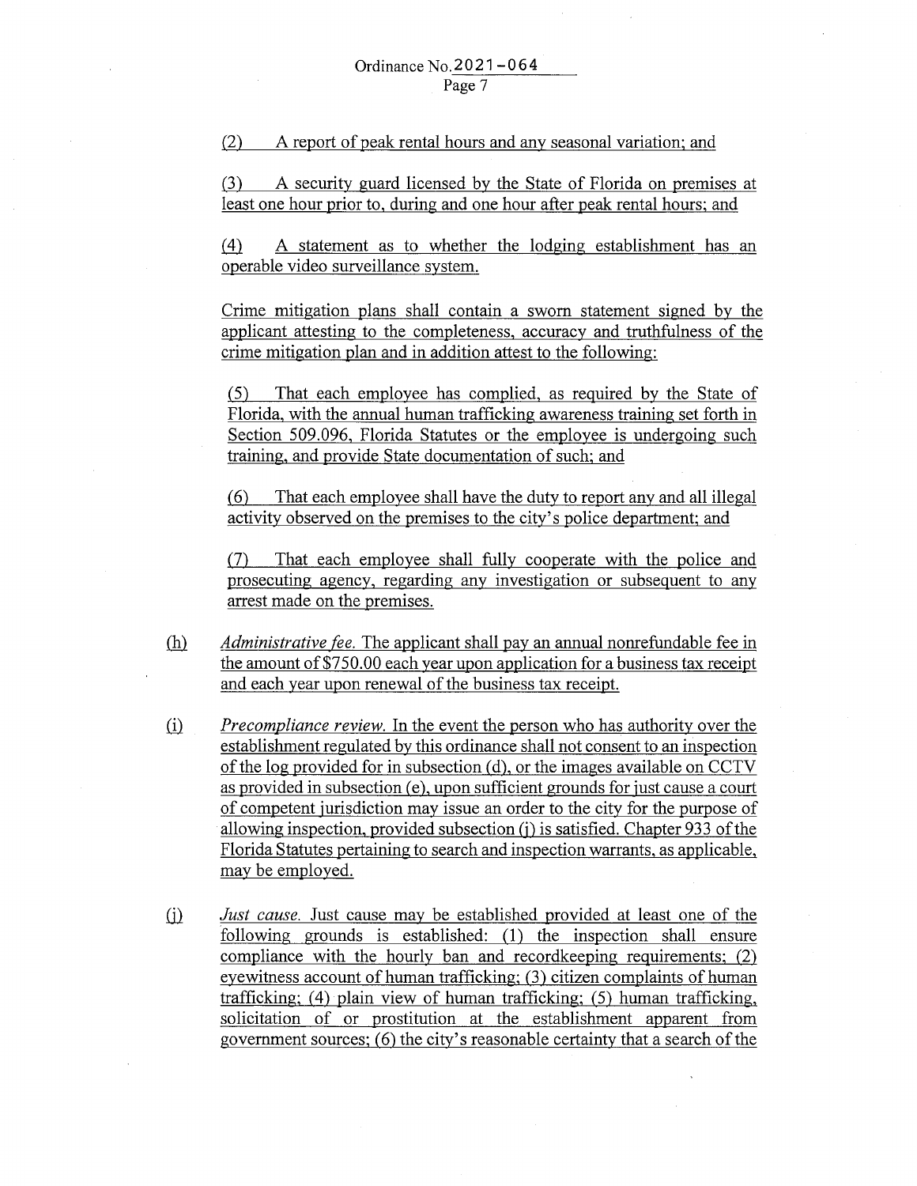(2) A report of peak rental hours and any seasonal variation; and

(3) A security guard licensed by the State of Florida on premises at least one hour prior to, during and one hour after peak rental hours; and

(4) A statement as to whether the lodging establishment has an operable video surveillance system.

Crime mitigation plans shall contain a sworn statement signed by the applicant attesting to the completeness, accuracy and truthfulness of the crime mitigation plan and in addition attest to the following:

(5) That each employee has complied, as required by the State of Florida, with the annual human trafficking awareness training set forth in Section 509.096, Florida Statutes or the employee is undergoing such training, and provide State documentation of such; and

(6) That each employee shall have the duty to report any and all illegal activity observed on the premises to the city's police department; and

(7) That each employee shall fully cooperate with the police and prosecuting agency, regarding any investigation or subsequent to any arrest made on the premises.

(h) *Administrative fee.* The applicant shall pay an annual nonrefundable fee in the amount of $750.00 each year upon application for a business tax receipt and each year upon renewal of the business tax receipt.

(i) *Precompliance review.* In the event the person who has authority over the establishment regulated by this ordinance shall not consent to an inspection of the log provided for in subsection (d), or the images available on CCTV as provided in subsection (e), upon sufficient grounds for just cause a court of competent jurisdiction may issue an order to the city for the purpose of allowing inspection, provided subsection (j) is satisfied. Chapter 933 of the Florida Statutes pertaining to search and inspection warrants, as applicable, may be employed.

(j) *Just cause.* Just cause may be established provided at least one of the following grounds is established: (1) the inspection shall ensure compliance with the hourly ban and recordkeeping requirements; (2) eyewitness account of human trafficking; (3) citizen complaints of human trafficking; (4) plain view of human trafficking; (5) human trafficking, solicitation of or prostitution at the establishment apparent from government sources; (6) the city's reasonable certainty that a search of the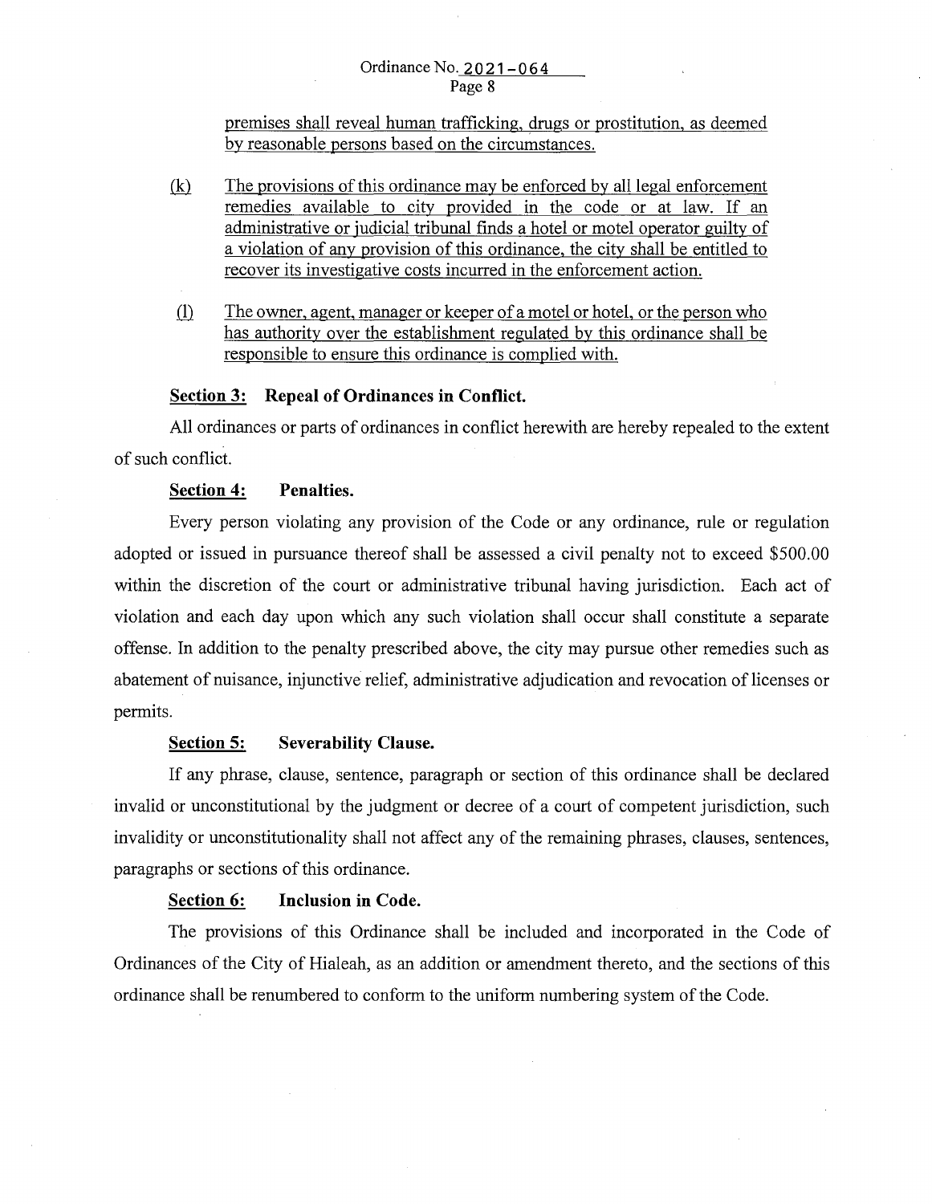premises shall reveal human trafficking, drugs or prostitution, as deemed by reasonable persons based on the circumstances.

(k) The provisions of this ordinance may be enforced by all legal enforcement remedies available to city provided in the code or at law. If an administrative or judicial tribunal finds a hotel or motel operator guilty of a violation of any provision of this ordinance, the city shall be entitled to recover its investigative costs incurred in the enforcement action.

(l) The owner, agent, manager or keeper of a motel or hotel, or the person who has authority over the establishment regulated by this ordinance shall be responsible to ensure this ordinance is complied with.

**Section 3: Repeal of Ordinances in Conflict.**

All ordinances or parts of ordinances in conflict herewith are hereby repealed to the extent of such conflict.

**Section 4: Penalties.**

Every person violating any provision of the Code or any ordinance, rule or regulation adopted or issued in pursuance thereof shall be assessed a civil penalty not to exceed $500.00 within the discretion of the court or administrative tribunal having jurisdiction. Each act of violation and each day upon which any such violation shall occur shall constitute a separate offense. In addition to the penalty prescribed above, the city may pursue other remedies such as abatement of nuisance, injunctive relief, administrative adjudication and revocation of licenses or permits.

**Section 5: Severability Clause.**

If any phrase, clause, sentence, paragraph or section of this ordinance shall be declared invalid or unconstitutional by the judgment or decree of a court of competent jurisdiction, such invalidity or unconstitutionality shall not affect any of the remaining phrases, clauses, sentences, paragraphs or sections of this ordinance.

**Section 6: Inclusion in Code.**

The provisions of this Ordinance shall be included and incorporated in the Code of Ordinances of the City of Hialeah, as an addition or amendment thereto, and the sections of this ordinance shall be renumbered to conform to the uniform numbering system of the Code.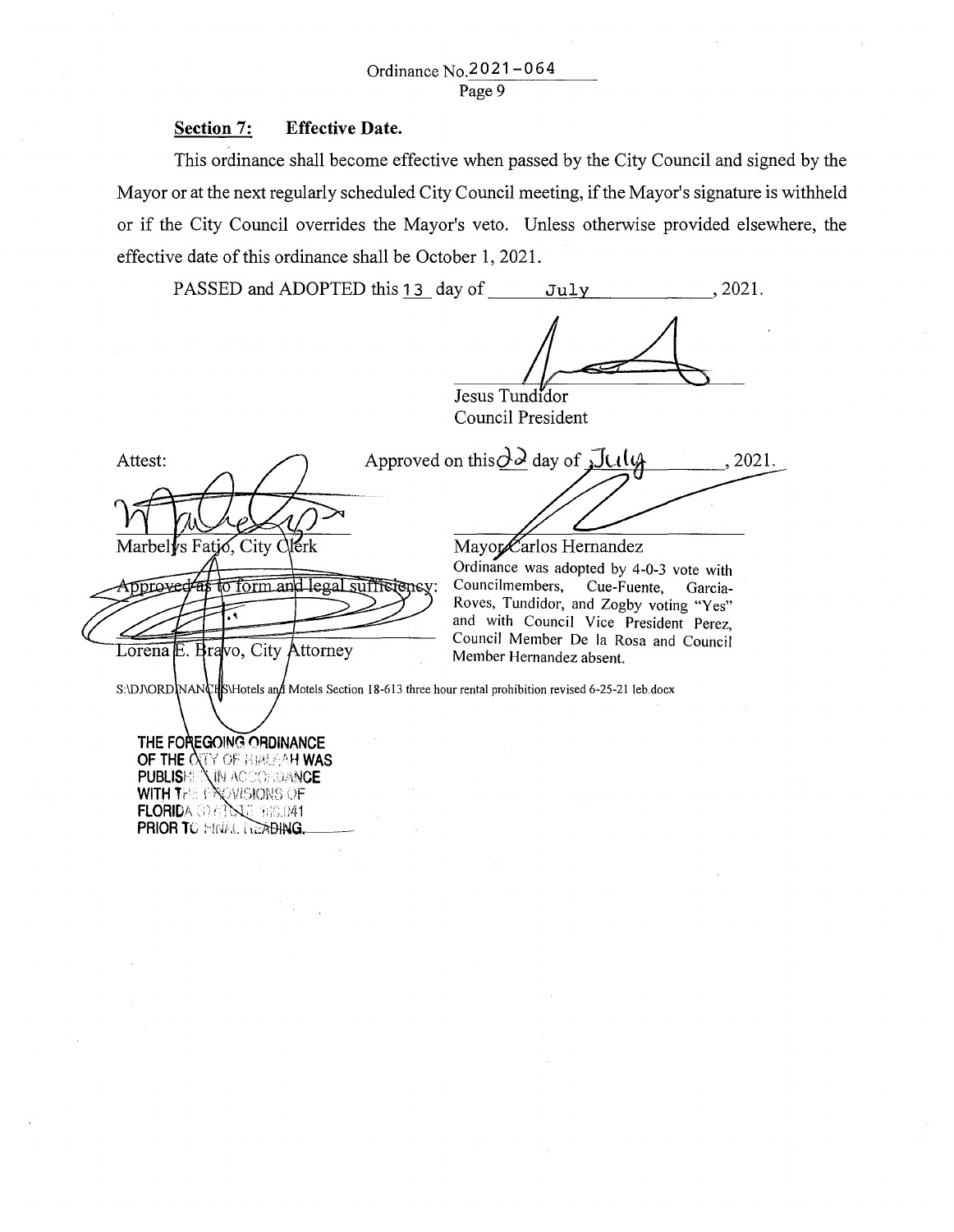Ordinance No. 2021-064

**Section 7: Effective Date.**

This ordinance shall become effective when passed by the City Council and signed by the Mayor or at the next regularly scheduled City Council meeting, if the Mayor's signature is withheld or if the City Council overrides the Mayor's veto. Unless otherwise provided elsewhere, the effective date of this ordinance shall be October 1, 2021.

PASSED and ADOPTED this 13 day of July, 2021.

Jesus Tundidor
Council President

Attest:

Marbelys Fatjo, City Clerk

Approved as to form and legal sufficiency:

Lorena E. Bravo, City Attorney

Approved on this 22 day of July, 2021.

Mayor Carlos Hernandez

Ordinance was adopted by 4-0-3 vote with Councilmembers, Cue-Fuente, Garcia-Roves, Tundidor, and Zogby voting "Yes" and with Council Vice President Perez, Council Member De la Rosa and Council Member Hernandez absent.

S:\DJ\ORDINANCES\Hotels and Motels Section 18-613 three hour rental prohibition revised 6-25-21 leb.docx

THE FOREGOING ORDINANCE OF THE CITY OF HIALEAH WAS PUBLISHED IN ACCORDANCE WITH THE PROVISIONS OF FLORIDA STATUTE 166.041 PRIOR TO FINAL READING.